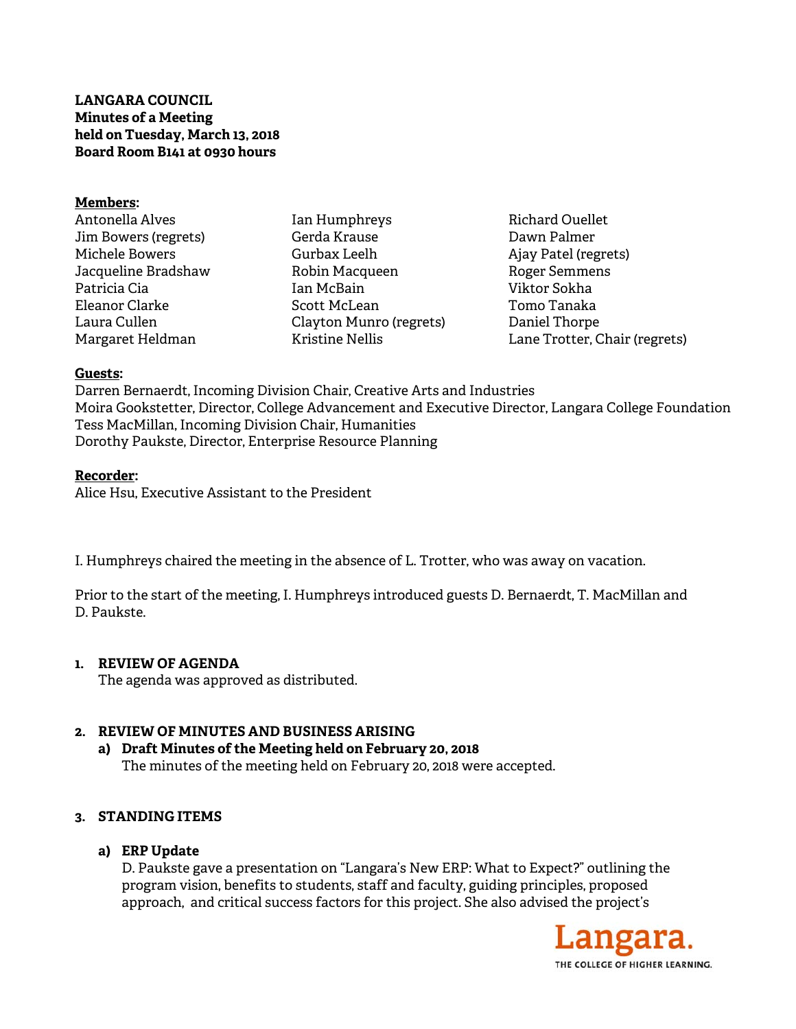**LANGARA COUNCIL**
**Minutes of a Meeting**
**held on Tuesday, March 13, 2018**
**Board Room B141 at 0930 hours**

**Members:**

Antonella Alves
Jim Bowers (regrets)
Michele Bowers
Jacqueline Bradshaw
Patricia Cia
Eleanor Clarke
Laura Cullen
Margaret Heldman
Ian Humphreys
Gerda Krause
Gurbax Leelh
Robin Macqueen
Ian McBain
Scott McLean
Clayton Munro (regrets)
Kristine Nellis
Richard Ouellet
Dawn Palmer
Ajay Patel (regrets)
Roger Semmens
Viktor Sokha
Tomo Tanaka
Daniel Thorpe
Lane Trotter, Chair (regrets)

**Guests:**

Darren Bernaerdt, Incoming Division Chair, Creative Arts and Industries
Moira Gookstetter, Director, College Advancement and Executive Director, Langara College Foundation
Tess MacMillan, Incoming Division Chair, Humanities
Dorothy Paukste, Director, Enterprise Resource Planning

**Recorder:**

Alice Hsu, Executive Assistant to the President

I. Humphreys chaired the meeting in the absence of L. Trotter, who was away on vacation.

Prior to the start of the meeting, I. Humphreys introduced guests D. Bernaerdt, T. MacMillan and D. Paukste.

## 1. REVIEW OF AGENDA

The agenda was approved as distributed.

## 2. REVIEW OF MINUTES AND BUSINESS ARISING

### a) Draft Minutes of the Meeting held on February 20, 2018

The minutes of the meeting held on February 20, 2018 were accepted.

## 3. STANDING ITEMS

### a) ERP Update

D. Paukste gave a presentation on "Langara's New ERP: What to Expect?" outlining the program vision, benefits to students, staff and faculty, guiding principles, proposed approach, and critical success factors for this project. She also advised the project's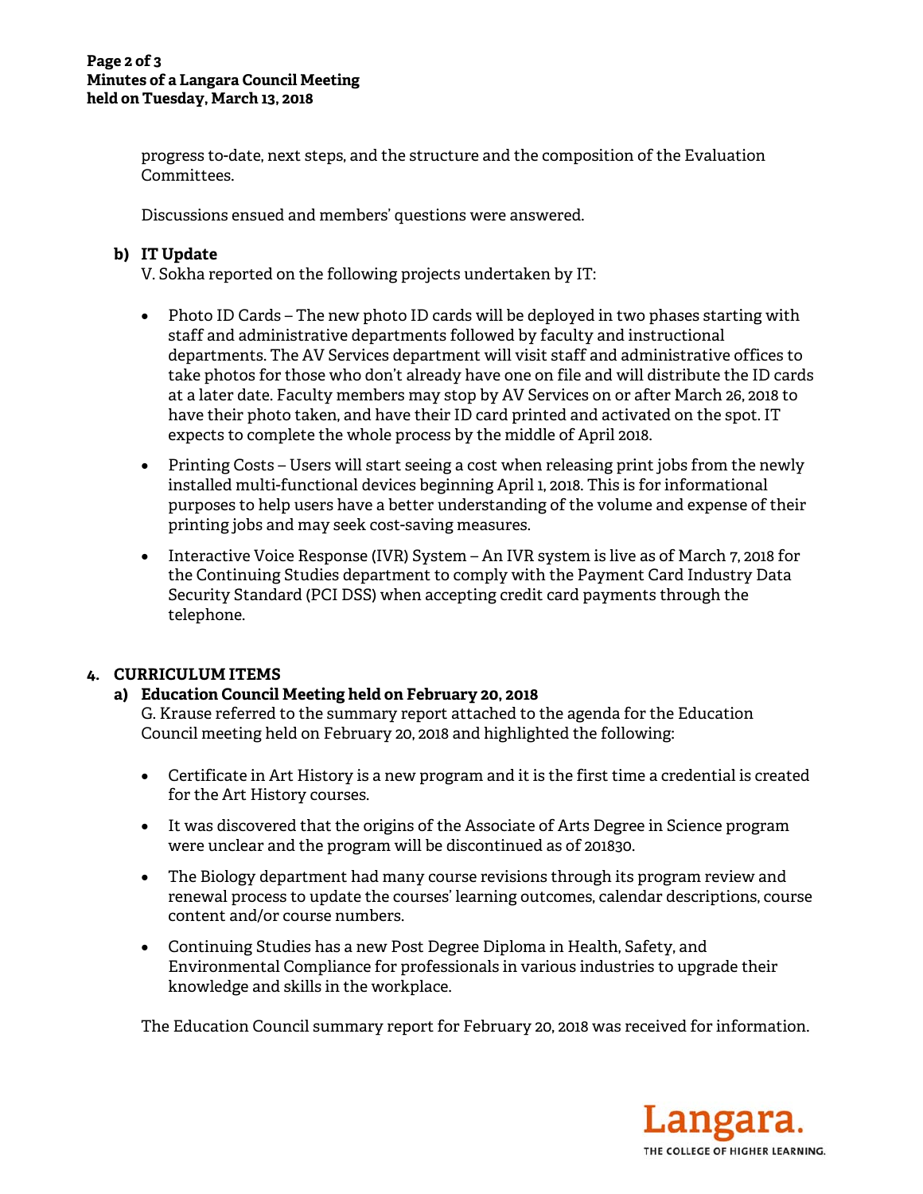progress to-date, next steps, and the structure and the composition of the Evaluation Committees.

Discussions ensued and members' questions were answered.

**b) IT Update**

V. Sokha reported on the following projects undertaken by IT:

- Photo ID Cards – The new photo ID cards will be deployed in two phases starting with staff and administrative departments followed by faculty and instructional departments. The AV Services department will visit staff and administrative offices to take photos for those who don't already have one on file and will distribute the ID cards at a later date. Faculty members may stop by AV Services on or after March 26, 2018 to have their photo taken, and have their ID card printed and activated on the spot. IT expects to complete the whole process by the middle of April 2018.
- Printing Costs – Users will start seeing a cost when releasing print jobs from the newly installed multi-functional devices beginning April 1, 2018. This is for informational purposes to help users have a better understanding of the volume and expense of their printing jobs and may seek cost-saving measures.
- Interactive Voice Response (IVR) System – An IVR system is live as of March 7, 2018 for the Continuing Studies department to comply with the Payment Card Industry Data Security Standard (PCI DSS) when accepting credit card payments through the telephone.

## 4. CURRICULUM ITEMS

**a) Education Council Meeting held on February 20, 2018**

G. Krause referred to the summary report attached to the agenda for the Education Council meeting held on February 20, 2018 and highlighted the following:

- Certificate in Art History is a new program and it is the first time a credential is created for the Art History courses.
- It was discovered that the origins of the Associate of Arts Degree in Science program were unclear and the program will be discontinued as of 201830.
- The Biology department had many course revisions through its program review and renewal process to update the courses' learning outcomes, calendar descriptions, course content and/or course numbers.
- Continuing Studies has a new Post Degree Diploma in Health, Safety, and Environmental Compliance for professionals in various industries to upgrade their knowledge and skills in the workplace.

The Education Council summary report for February 20, 2018 was received for information.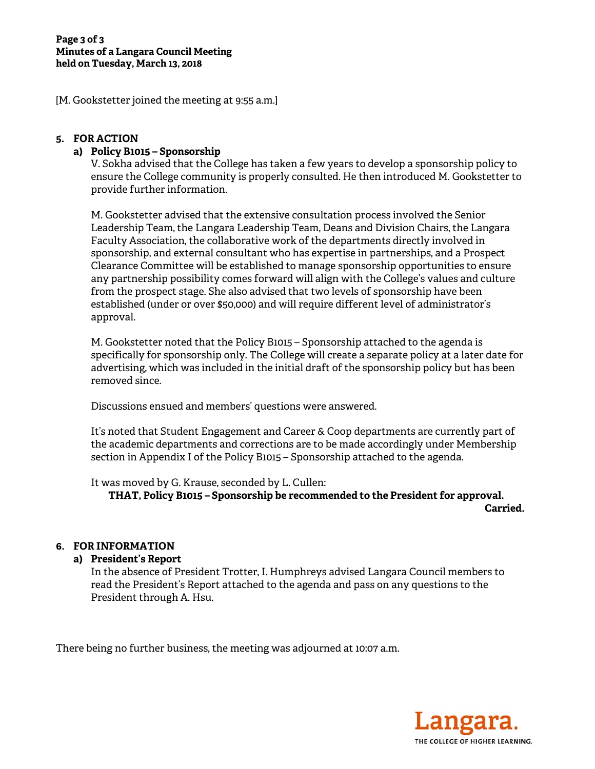[M. Gookstetter joined the meeting at 9:55 a.m.]

## 5. FOR ACTION

### a) Policy B1015 – Sponsorship

V. Sokha advised that the College has taken a few years to develop a sponsorship policy to ensure the College community is properly consulted. He then introduced M. Gookstetter to provide further information.

M. Gookstetter advised that the extensive consultation process involved the Senior Leadership Team, the Langara Leadership Team, Deans and Division Chairs, the Langara Faculty Association, the collaborative work of the departments directly involved in sponsorship, and external consultant who has expertise in partnerships, and a Prospect Clearance Committee will be established to manage sponsorship opportunities to ensure any partnership possibility comes forward will align with the College's values and culture from the prospect stage. She also advised that two levels of sponsorship have been established (under or over $50,000) and will require different level of administrator's approval.

M. Gookstetter noted that the Policy B1015 – Sponsorship attached to the agenda is specifically for sponsorship only. The College will create a separate policy at a later date for advertising, which was included in the initial draft of the sponsorship policy but has been removed since.

Discussions ensued and members' questions were answered.

It's noted that Student Engagement and Career & Coop departments are currently part of the academic departments and corrections are to be made accordingly under Membership section in Appendix I of the Policy B1015 – Sponsorship attached to the agenda.

It was moved by G. Krause, seconded by L. Cullen:

**THAT, Policy B1015 – Sponsorship be recommended to the President for approval.**

**Carried.**

## 6. FOR INFORMATION

### a) President's Report

In the absence of President Trotter, I. Humphreys advised Langara Council members to read the President's Report attached to the agenda and pass on any questions to the President through A. Hsu.

There being no further business, the meeting was adjourned at 10:07 a.m.